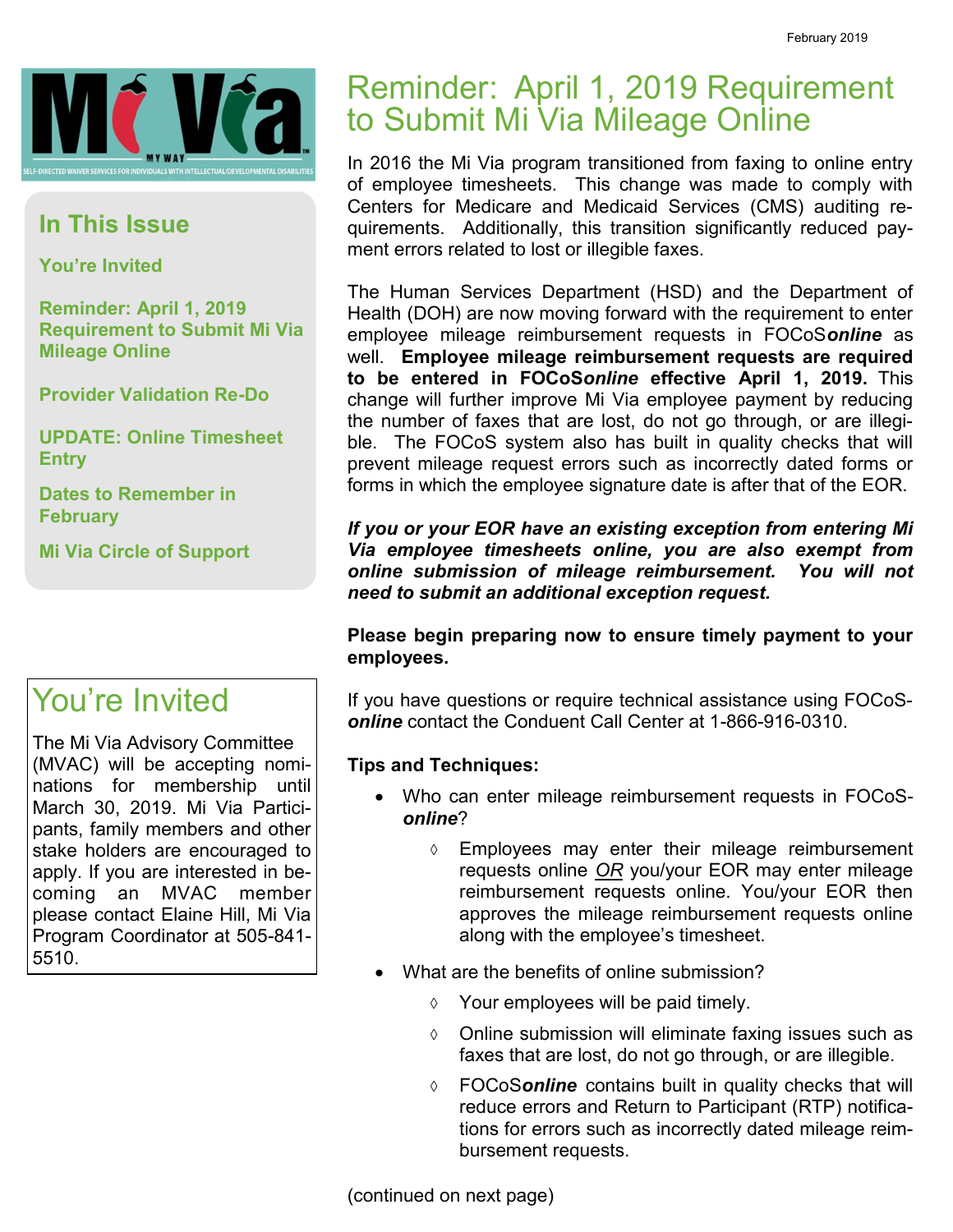February 2019

Mi Via MY WAY
SELF-DIRECTED WAIVER SERVICES FOR INDIVIDUALS WITH INTELLECTUAL/DEVELOPMENTAL DISABILITIES

## In This Issue

**You're Invited**

**Reminder: April 1, 2019 Requirement to Submit Mi Via Mileage Online**

**Provider Validation Re-Do**

**UPDATE: Online Timesheet Entry**

**Dates to Remember in February**

**Mi Via Circle of Support**

## You're Invited

The Mi Via Advisory Committee (MVAC) will be accepting nominations for membership until March 30, 2019. Mi Via Participants, family members and other stake holders are encouraged to apply. If you are interested in becoming an MVAC member please contact Elaine Hill, Mi Via Program Coordinator at 505-841-5510.

# Reminder: April 1, 2019 Requirement to Submit Mi Via Mileage Online

In 2016 the Mi Via program transitioned from faxing to online entry of employee timesheets. This change was made to comply with Centers for Medicare and Medicaid Services (CMS) auditing requirements. Additionally, this transition significantly reduced payment errors related to lost or illegible faxes.

The Human Services Department (HSD) and the Department of Health (DOH) are now moving forward with the requirement to enter employee mileage reimbursement requests in FOCoS***online*** as well. **Employee mileage reimbursement requests are required to be entered in FOCoS*online* effective April 1, 2019.** This change will further improve Mi Via employee payment by reducing the number of faxes that are lost, do not go through, or are illegible. The FOCoS system also has built in quality checks that will prevent mileage request errors such as incorrectly dated forms or forms in which the employee signature date is after that of the EOR.

***If you or your EOR have an existing exception from entering Mi Via employee timesheets online, you are also exempt from online submission of mileage reimbursement. You will not need to submit an additional exception request.***

**Please begin preparing now to ensure timely payment to your employees.**

If you have questions or require technical assistance using FOCoS-***online*** contact the Conduent Call Center at 1-866-916-0310.

**Tips and Techniques:**

- Who can enter mileage reimbursement requests in FOCoS-***online***?
  - ◊ Employees may enter their mileage reimbursement requests online <u>*OR*</u> you/your EOR may enter mileage reimbursement requests online. You/your EOR then approves the mileage reimbursement requests online along with the employee's timesheet.
- What are the benefits of online submission?
  - ◊ Your employees will be paid timely.
  - ◊ Online submission will eliminate faxing issues such as faxes that are lost, do not go through, or are illegible.
  - ◊ FOCoS***online*** contains built in quality checks that will reduce errors and Return to Participant (RTP) notifications for errors such as incorrectly dated mileage reimbursement requests.

(continued on next page)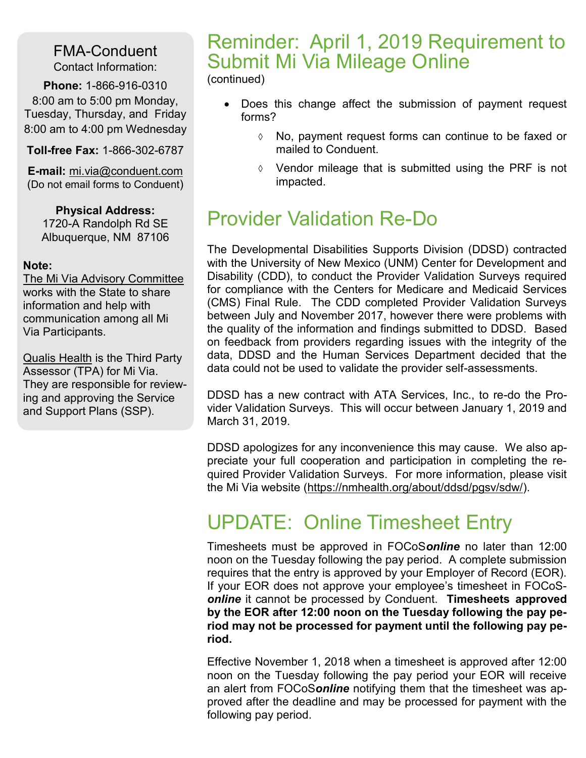## FMA-Conduent

Contact Information:

**Phone:** 1-866-916-0310
8:00 am to 5:00 pm Monday, Tuesday, Thursday, and Friday
8:00 am to 4:00 pm Wednesday

**Toll-free Fax:** 1-866-302-6787

**E-mail:** mi.via@conduent.com
(Do not email forms to Conduent)

**Physical Address:**
1720-A Randolph Rd SE
Albuquerque, NM 87106

**Note:**
The Mi Via Advisory Committee works with the State to share information and help with communication among all Mi Via Participants.

Qualis Health is the Third Party Assessor (TPA) for Mi Via. They are responsible for reviewing and approving the Service and Support Plans (SSP).

# Reminder: April 1, 2019 Requirement to Submit Mi Via Mileage Online

(continued)

- Does this change affect the submission of payment request forms?
  - ◊ No, payment request forms can continue to be faxed or mailed to Conduent.
  - ◊ Vendor mileage that is submitted using the PRF is not impacted.

# Provider Validation Re-Do

The Developmental Disabilities Supports Division (DDSD) contracted with the University of New Mexico (UNM) Center for Development and Disability (CDD), to conduct the Provider Validation Surveys required for compliance with the Centers for Medicare and Medicaid Services (CMS) Final Rule. The CDD completed Provider Validation Surveys between July and November 2017, however there were problems with the quality of the information and findings submitted to DDSD. Based on feedback from providers regarding issues with the integrity of the data, DDSD and the Human Services Department decided that the data could not be used to validate the provider self-assessments.

DDSD has a new contract with ATA Services, Inc., to re-do the Provider Validation Surveys. This will occur between January 1, 2019 and March 31, 2019.

DDSD apologizes for any inconvenience this may cause. We also appreciate your full cooperation and participation in completing the required Provider Validation Surveys. For more information, please visit the Mi Via website (https://nmhealth.org/about/ddsd/pgsv/sdw/).

# UPDATE: Online Timesheet Entry

Timesheets must be approved in FOCoS***online*** no later than 12:00 noon on the Tuesday following the pay period. A complete submission requires that the entry is approved by your Employer of Record (EOR). If your EOR does not approve your employee's timesheet in FOCoS***online*** it cannot be processed by Conduent. **Timesheets approved by the EOR after 12:00 noon on the Tuesday following the pay period may not be processed for payment until the following pay period.**

Effective November 1, 2018 when a timesheet is approved after 12:00 noon on the Tuesday following the pay period your EOR will receive an alert from FOCoS***online*** notifying them that the timesheet was approved after the deadline and may be processed for payment with the following pay period.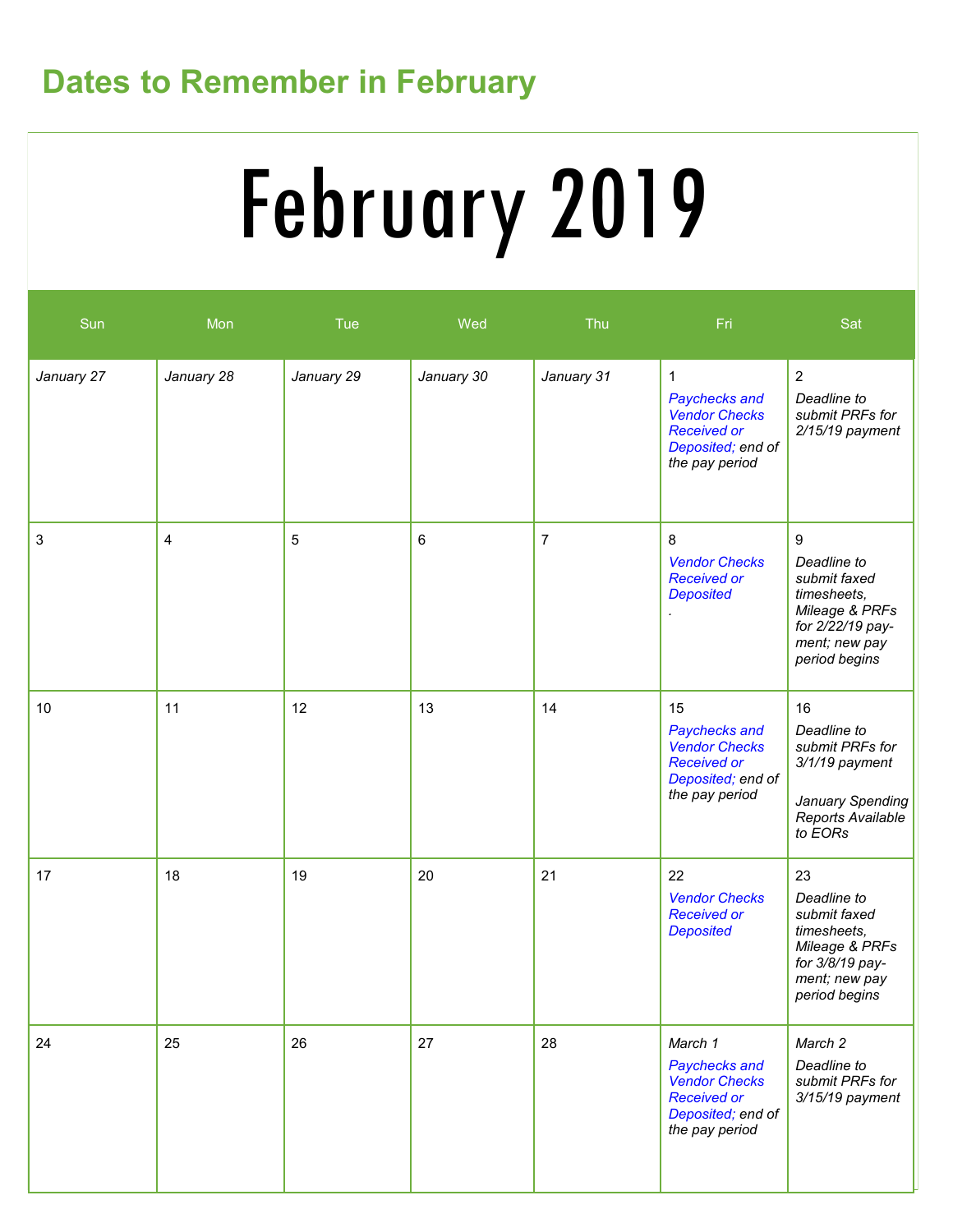## Dates to Remember in February

# February 2019

| Sun | Mon | Tue | Wed | Thu | Fri | Sat |
|---|---|---|---|---|---|---|
| *January 27* | *January 28* | *January 29* | *January 30* | *January 31* | 1 *Paychecks and Vendor Checks Received or Deposited; end of the pay period* | 2 *Deadline to submit PRFs for 2/15/19 payment* |
| 3 | 4 | 5 | 6 | 7 | 8 *Vendor Checks Received or Deposited* . | 9 *Deadline to submit faxed timesheets, Mileage & PRFs for 2/22/19 payment; new pay period begins* |
| 10 | 11 | 12 | 13 | 14 | 15 *Paychecks and Vendor Checks Received or Deposited; end of the pay period* | 16 *Deadline to submit PRFs for 3/1/19 payment* *January Spending Reports Available to EORs* |
| 17 | 18 | 19 | 20 | 21 | 22 *Vendor Checks Received or Deposited* | 23 *Deadline to submit faxed timesheets, Mileage & PRFs for 3/8/19 payment; new pay period begins* |
| 24 | 25 | 26 | 27 | 28 | *March 1* *Paychecks and Vendor Checks Received or Deposited; end of the pay period* | *March 2* *Deadline to submit PRFs for 3/15/19 payment* |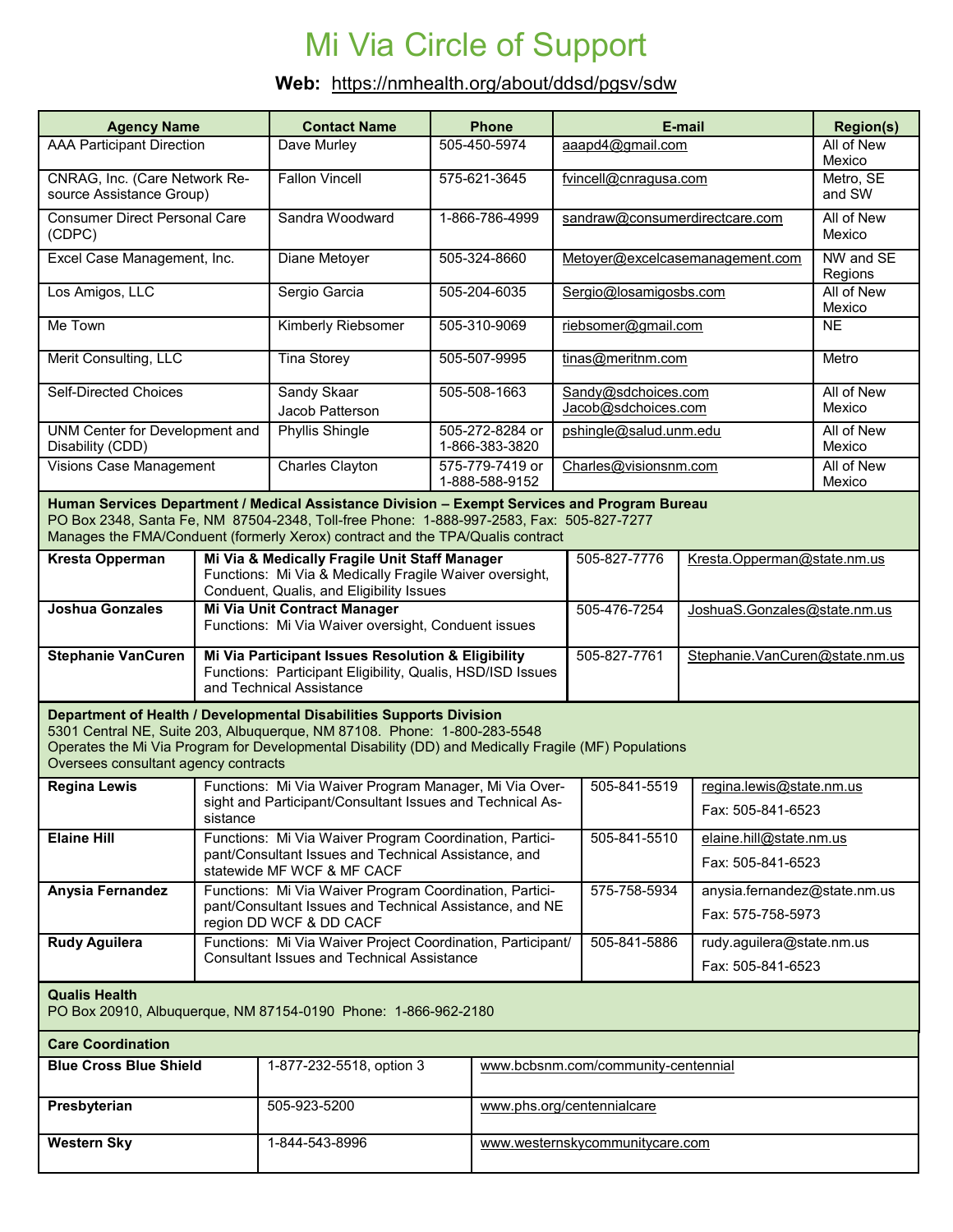# Mi Via Circle of Support

**Web:** https://nmhealth.org/about/ddsd/pgsv/sdw

| Agency Name | Contact Name | Phone | E-mail | Region(s) |
|---|---|---|---|---|
| AAA Participant Direction | Dave Murley | 505-450-5974 | aaapd4@gmail.com | All of New Mexico |
| CNRAG, Inc. (Care Network Resource Assistance Group) | Fallon Vincell | 575-621-3645 | fvincell@cnragusa.com | Metro, SE and SW |
| Consumer Direct Personal Care (CDPC) | Sandra Woodward | 1-866-786-4999 | sandraw@consumerdirectcare.com | All of New Mexico |
| Excel Case Management, Inc. | Diane Metoyer | 505-324-8660 | Metoyer@excelcasemanagement.com | NW and SE Regions |
| Los Amigos, LLC | Sergio Garcia | 505-204-6035 | Sergio@losamigosbs.com | All of New Mexico |
| Me Town | Kimberly Riebsomer | 505-310-9069 | riebsomer@gmail.com | NE |
| Merit Consulting, LLC | Tina Storey | 505-507-9995 | tinas@meritnm.com | Metro |
| Self-Directed Choices | Sandy Skaar<br>Jacob Patterson | 505-508-1663 | Sandy@sdchoices.com<br>Jacob@sdchoices.com | All of New Mexico |
| UNM Center for Development and Disability (CDD) | Phyllis Shingle | 505-272-8284 or 1-866-383-3820 | pshingle@salud.unm.edu | All of New Mexico |
| Visions Case Management | Charles Clayton | 575-779-7419 or 1-888-588-9152 | Charles@visionsnm.com | All of New Mexico |

**Human Services Department / Medical Assistance Division – Exempt Services and Program Bureau**
PO Box 2348, Santa Fe, NM 87504-2348, Toll-free Phone: 1-888-997-2583, Fax: 505-827-7277
Manages the FMA/Conduent (formerly Xerox) contract and the TPA/Qualis contract

| | | | |
|---|---|---|---|
| **Kresta Opperman** | **Mi Via & Medically Fragile Unit Staff Manager**<br>Functions: Mi Via & Medically Fragile Waiver oversight, Conduent, Qualis, and Eligibility Issues | 505-827-7776 | Kresta.Opperman@state.nm.us |
| **Joshua Gonzales** | **Mi Via Unit Contract Manager**<br>Functions: Mi Via Waiver oversight, Conduent issues | 505-476-7254 | JoshuaS.Gonzales@state.nm.us |
| **Stephanie VanCuren** | **Mi Via Participant Issues Resolution & Eligibility**<br>Functions: Participant Eligibility, Qualis, HSD/ISD Issues and Technical Assistance | 505-827-7761 | Stephanie.VanCuren@state.nm.us |

**Department of Health / Developmental Disabilities Supports Division**
5301 Central NE, Suite 203, Albuquerque, NM 87108. Phone: 1-800-283-5548
Operates the Mi Via Program for Developmental Disability (DD) and Medically Fragile (MF) Populations
Oversees consultant agency contracts

| | | | |
|---|---|---|---|
| **Regina Lewis** | Functions: Mi Via Waiver Program Manager, Mi Via Oversight and Participant/Consultant Issues and Technical Assistance | 505-841-5519 | regina.lewis@state.nm.us<br>Fax: 505-841-6523 |
| **Elaine Hill** | Functions: Mi Via Waiver Program Coordination, Participant/Consultant Issues and Technical Assistance, and statewide MF WCF & MF CACF | 505-841-5510 | elaine.hill@state.nm.us<br>Fax: 505-841-6523 |
| **Anysia Fernandez** | Functions: Mi Via Waiver Program Coordination, Participant/Consultant Issues and Technical Assistance, and NE region DD WCF & DD CACF | 575-758-5934 | anysia.fernandez@state.nm.us<br>Fax: 575-758-5973 |
| **Rudy Aguilera** | Functions: Mi Via Waiver Project Coordination, Participant/Consultant Issues and Technical Assistance | 505-841-5886 | rudy.aguilera@state.nm.us<br>Fax: 505-841-6523 |

**Qualis Health**
PO Box 20910, Albuquerque, NM 87154-0190 Phone: 1-866-962-2180

**Care Coordination**

| | | |
|---|---|---|
| **Blue Cross Blue Shield** | 1-877-232-5518, option 3 | www.bcbsnm.com/community-centennial |
| **Presbyterian** | 505-923-5200 | www.phs.org/centennialcare |
| **Western Sky** | 1-844-543-8996 | www.westernskycommunitycare.com |